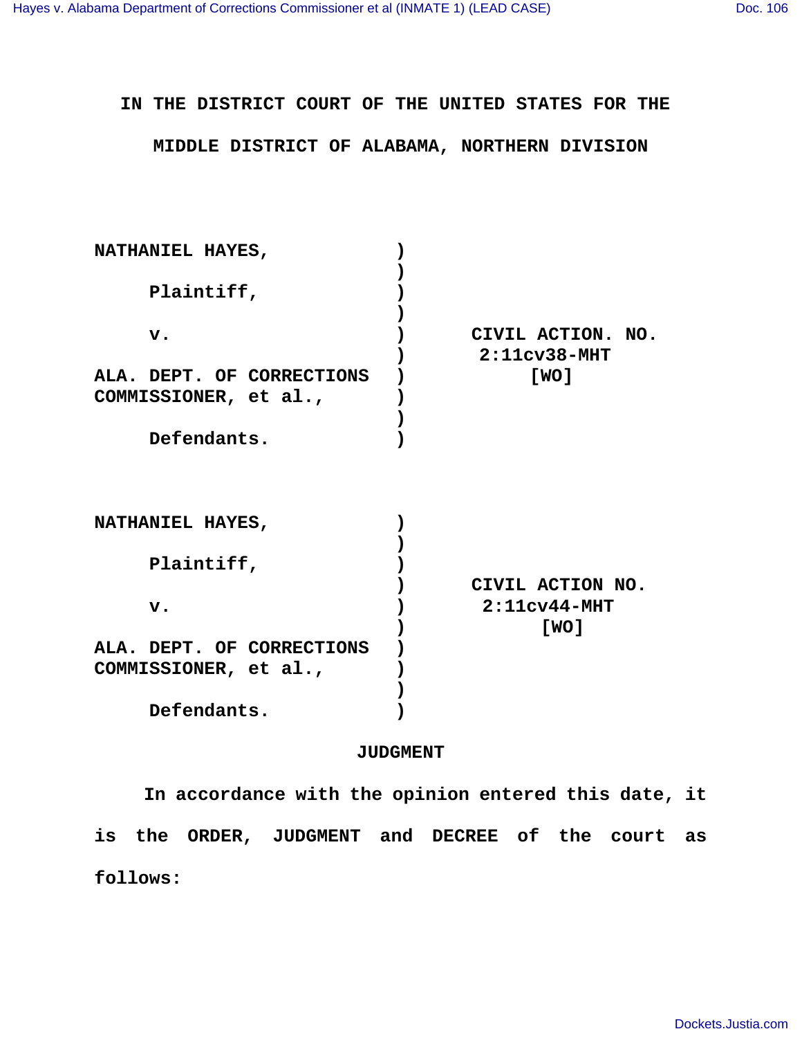# IN THE DISTRICT COURT OF THE UNITED STATES FOR THE MIDDLE DISTRICT OF ALABAMA, NORTHERN DIVISION

| | | |
|---|---|---|
| NATHANIEL HAYES, | ) | |
| | ) | |
| Plaintiff, | ) | |
| | ) | |
| v. | ) | CIVIL ACTION. NO. |
| | ) | 2:11cv38-MHT |
| ALA. DEPT. OF CORRECTIONS | ) | [WO] |
| COMMISSIONER, et al., | ) | |
| | ) | |
| Defendants. | ) | |

| | | |
|---|---|---|
| NATHANIEL HAYES, | ) | |
| | ) | |
| Plaintiff, | ) | |
| | ) | CIVIL ACTION NO. |
| v. | ) | 2:11cv44-MHT |
| | ) | [WO] |
| ALA. DEPT. OF CORRECTIONS | ) | |
| COMMISSIONER, et al., | ) | |
| | ) | |
| Defendants. | ) | |

## JUDGMENT

In accordance with the opinion entered this date, it is the ORDER, JUDGMENT and DECREE of the court as follows: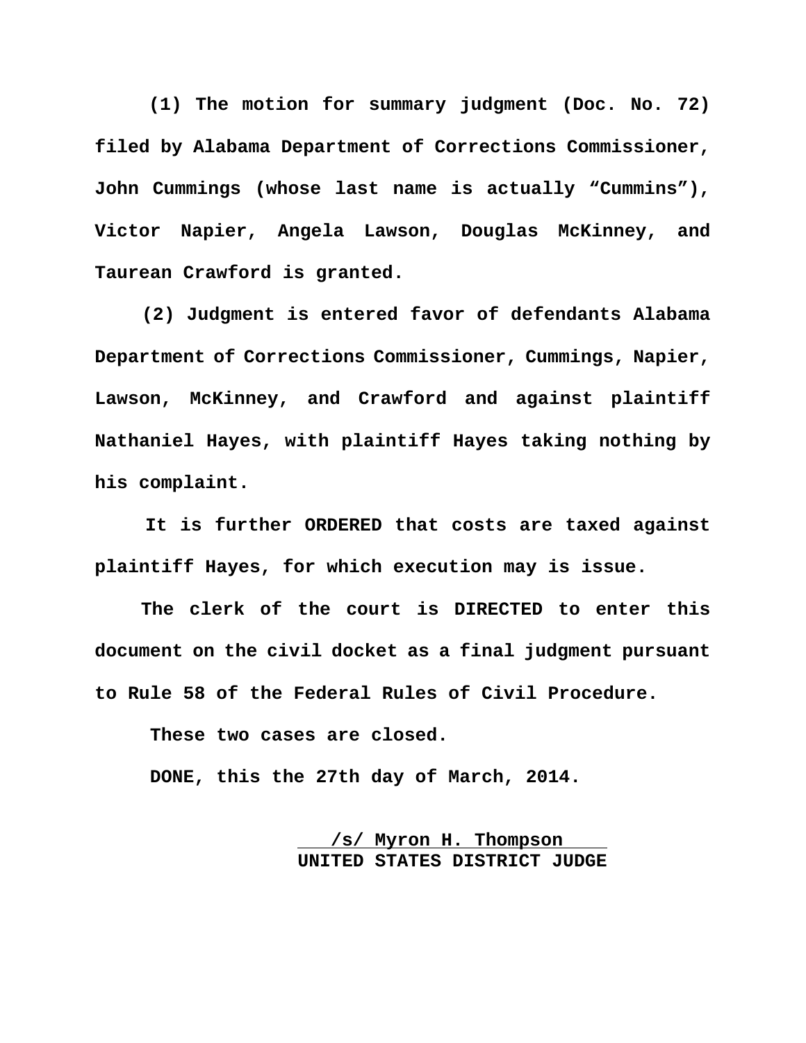(1) The motion for summary judgment (Doc. No. 72) filed by Alabama Department of Corrections Commissioner, John Cummings (whose last name is actually "Cummins"), Victor Napier, Angela Lawson, Douglas McKinney, and Taurean Crawford is granted.

(2) Judgment is entered favor of defendants Alabama Department of Corrections Commissioner, Cummings, Napier, Lawson, McKinney, and Crawford and against plaintiff Nathaniel Hayes, with plaintiff Hayes taking nothing by his complaint.

It is further **ORDERED** that costs are taxed against plaintiff Hayes, for which execution may is issue.

The clerk of the court is **DIRECTED** to enter this document on the civil docket as a final judgment pursuant to Rule 58 of the Federal Rules of Civil Procedure.

These two cases are closed.

**DONE**, this the 27th day of March, 2014.

/s/ Myron H. Thompson
UNITED STATES DISTRICT JUDGE